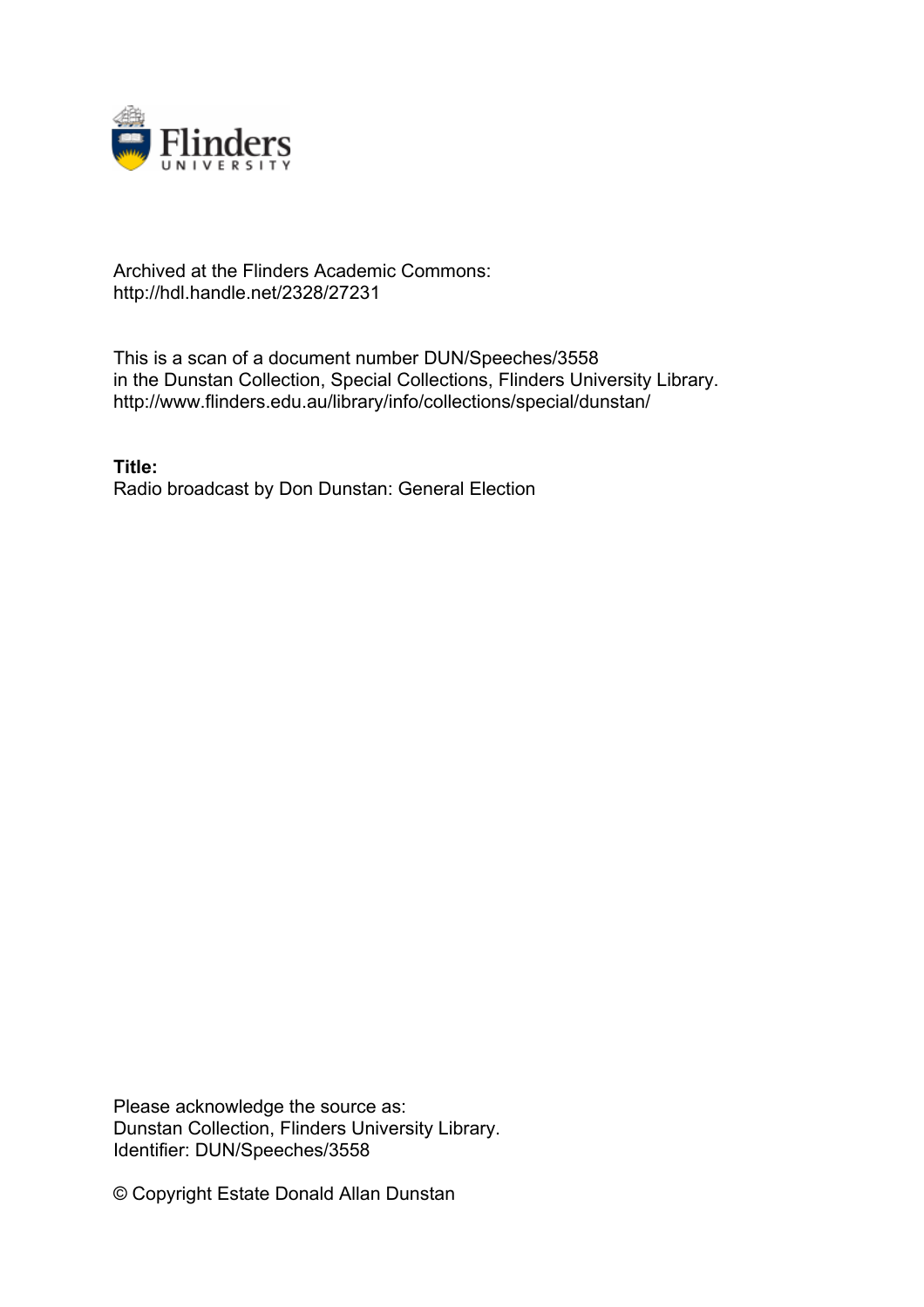Archived at the Flinders Academic Commons:
http://hdl.handle.net/2328/27231

This is a scan of a document number DUN/Speeches/3558
in the Dunstan Collection, Special Collections, Flinders University Library.
http://www.flinders.edu.au/library/info/collections/special/dunstan/

**Title:**
Radio broadcast by Don Dunstan: General Election

Please acknowledge the source as:
Dunstan Collection, Flinders University Library.
Identifier: DUN/Speeches/3558

© Copyright Estate Donald Allan Dunstan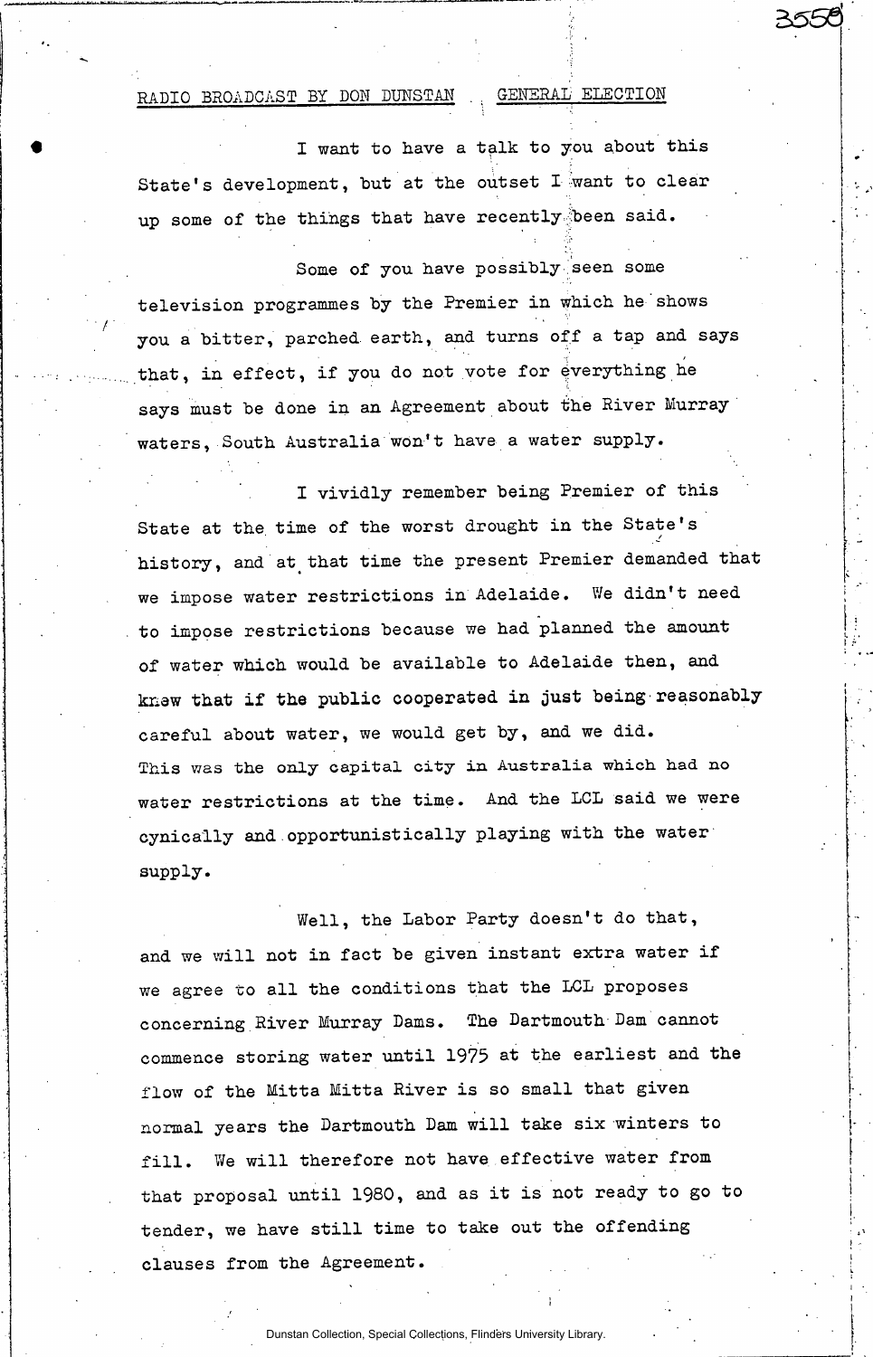RADIO BROADCAST BY DON DUNSTAN GENERAL ELECTION

I want to have a talk to you about this State's development, but at the outset I want to clear up some of the things that have recently been said.

Some of you have possibly seen some television programmes by the Premier in which he shows you a bitter, parched earth, and turns off a tap and says that, in effect, if you do not vote for everything he says must be done in an Agreement about the River Murray waters, South Australia won't have a water supply.

I vividly remember being Premier of this State at the time of the worst drought in the State's history, and at that time the present Premier demanded that we impose water restrictions in Adelaide. We didn't need to impose restrictions because we had planned the amount of water which would be available to Adelaide then, and knew that if the public cooperated in just being reasonably careful about water, we would get by, and we did. This was the only capital city in Australia which had no water restrictions at the time. And the LCL said we were cynically and opportunistically playing with the water supply.

Well, the Labor Party doesn't do that, and we will not in fact be given instant extra water if we agree to all the conditions that the LCL proposes concerning River Murray Dams. The Dartmouth Dam cannot commence storing water until 1975 at the earliest and the flow of the Mitta Mitta River is so small that given normal years the Dartmouth Dam will take six winters to fill. We will therefore not have effective water from that proposal until 1980, and as it is not ready to go to tender, we have still time to take out the offending clauses from the Agreement.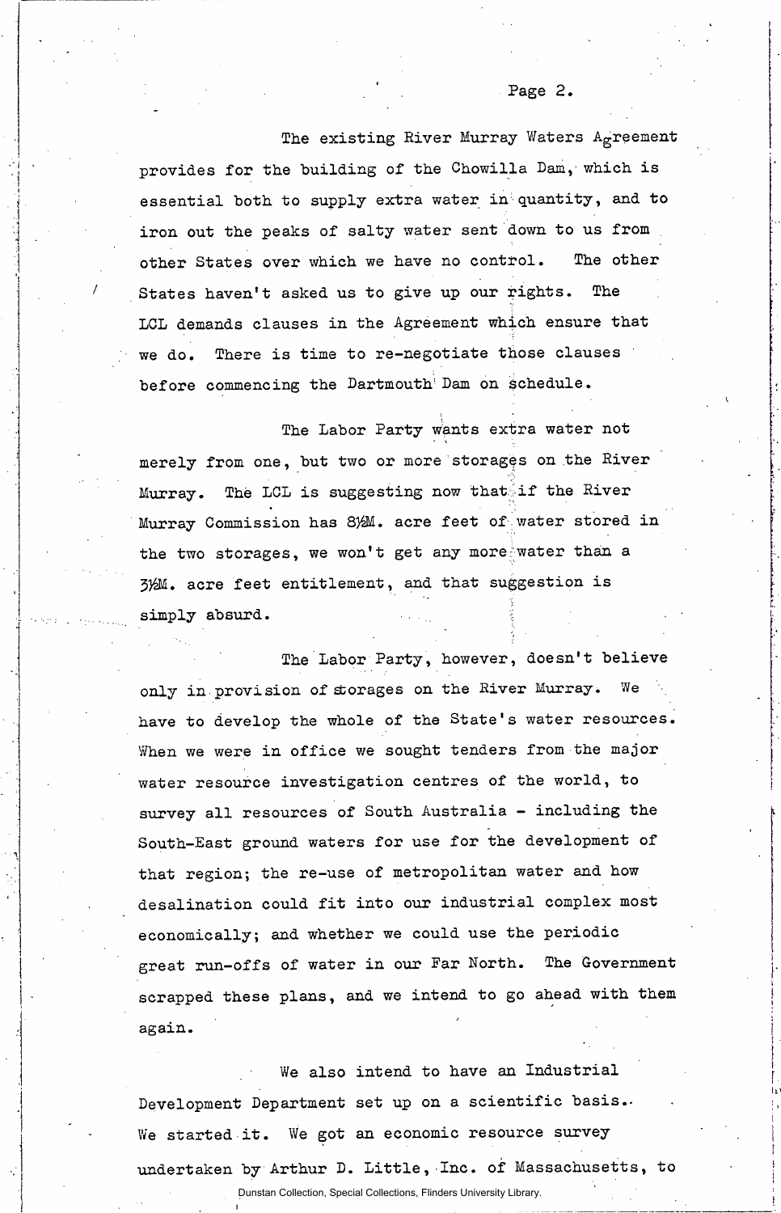The existing River Murray Waters Agreement provides for the building of the Chowilla Dam, which is essential both to supply extra water in quantity, and to iron out the peaks of salty water sent down to us from other States over which we have no control. The other States haven't asked us to give up our rights. The LCL demands clauses in the Agreement which ensure that we do. There is time to re-negotiate those clauses before commencing the Dartmouth Dam on schedule.

The Labor Party wants extra water not merely from one, but two or more storages on the River Murray. The LCL is suggesting now that if the River Murray Commission has 8½M. acre feet of water stored in the two storages, we won't get any more water than a 3½M. acre feet entitlement, and that suggestion is simply absurd.

The Labor Party, however, doesn't believe only in provision of storages on the River Murray. We have to develop the whole of the State's water resources. When we were in office we sought tenders from the major water resource investigation centres of the world, to survey all resources of South Australia - including the South-East ground waters for use for the development of that region; the re-use of metropolitan water and how desalination could fit into our industrial complex most economically; and whether we could use the periodic great run-offs of water in our Far North. The Government scrapped these plans, and we intend to go ahead with them again.

We also intend to have an Industrial Development Department set up on a scientific basis. We started it. We got an economic resource survey undertaken by Arthur D. Little, Inc. of Massachusetts, to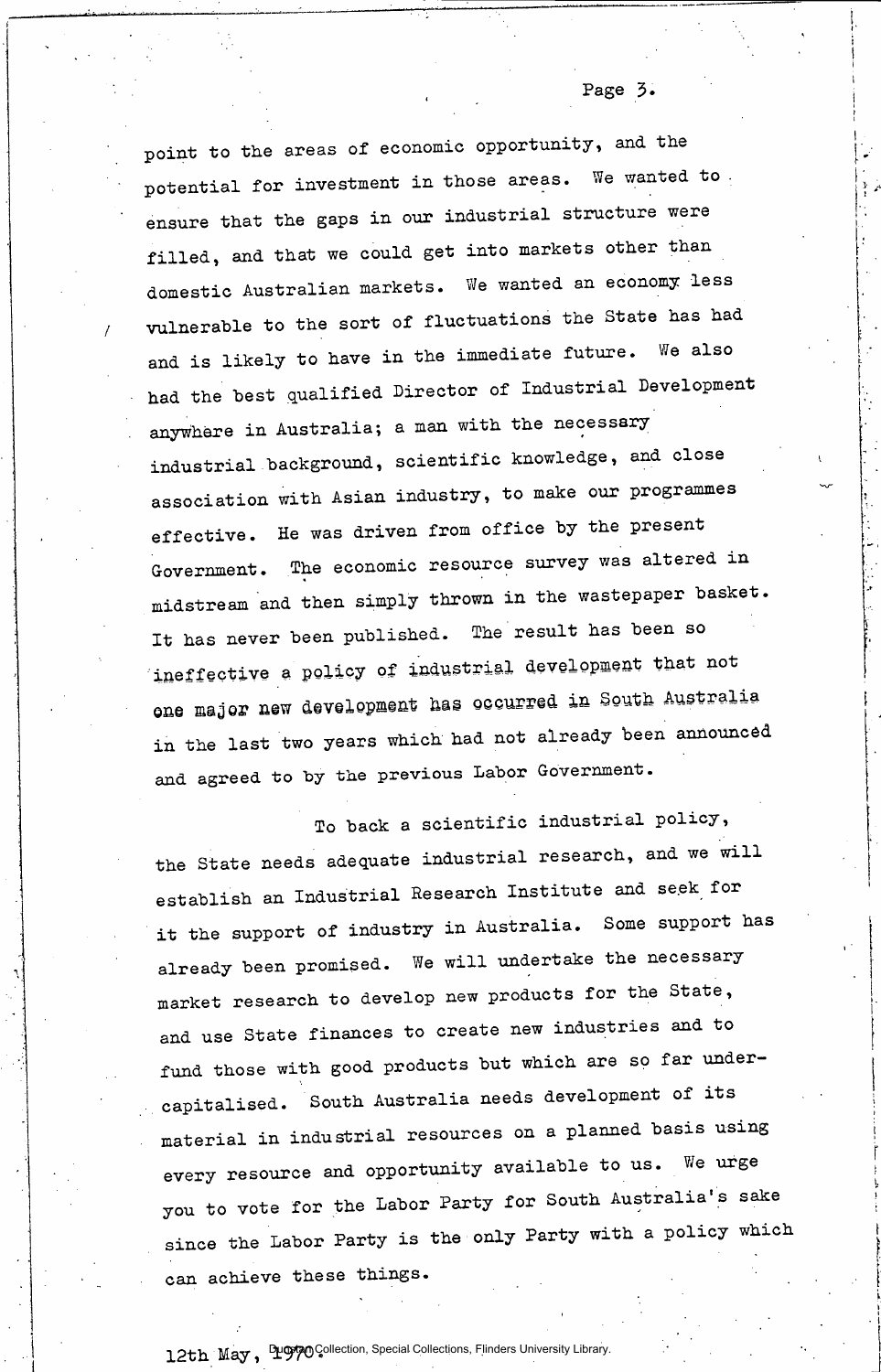point to the areas of economic opportunity, and the potential for investment in those areas. We wanted to ensure that the gaps in our industrial structure were filled, and that we could get into markets other than domestic Australian markets. We wanted an economy less vulnerable to the sort of fluctuations the State has had and is likely to have in the immediate future. We also had the best qualified Director of Industrial Development anywhere in Australia; a man with the necessary industrial background, scientific knowledge, and close association with Asian industry, to make our programmes effective. He was driven from office by the present Government. The economic resource survey was altered in midstream and then simply thrown in the wastepaper basket. It has never been published. The result has been so ineffective a policy of industrial development that not one major new development has occurred in South Australia in the last two years which had not already been announced and agreed to by the previous Labor Government.

To back a scientific industrial policy, the State needs adequate industrial research, and we will establish an Industrial Research Institute and seek for it the support of industry in Australia. Some support has already been promised. We will undertake the necessary market research to develop new products for the State, and use State finances to create new industries and to fund those with good products but which are so far under-capitalised. South Australia needs development of its material in industrial resources on a planned basis using every resource and opportunity available to us. We urge you to vote for the Labor Party for South Australia's sake since the Labor Party is the only Party with a policy which can achieve these things.

12th May, 1970.